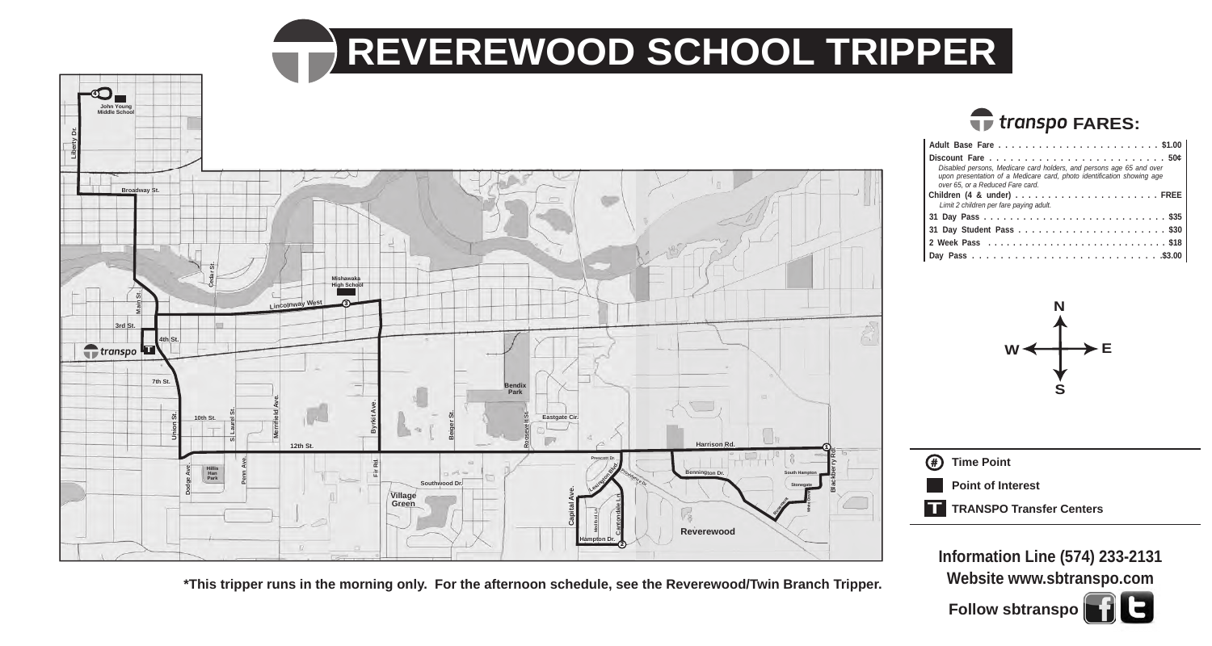# REVEREWOOD SCHOOL TRIPPER

## transpo FARES:

| Fare | Price |
|---|---|
| Adult Base Fare | $1.00 |
| Discount Fare<br>*Disabled persons, Medicare card holders, and persons age 65 and over upon presentation of a Medicare card, photo identification showing age over 65, or a Reduced Fare card.* | 50¢ |
| Children (4 & under)<br>*Limit 2 children per fare paying adult.* | FREE |
| 31 Day Pass | $35 |
| 31 Day Student Pass | $30 |
| 2 Week Pass | $18 |
| Day Pass | $3.00 |

(#) Time Point

Point of Interest

T TRANSPO Transfer Centers

**Information Line (574) 233-2131**

**Website www.sbtranspo.com**

**Follow sbtranspo**

**\*This tripper runs in the morning only. For the afternoon schedule, see the Reverewood/Twin Branch Tripper.**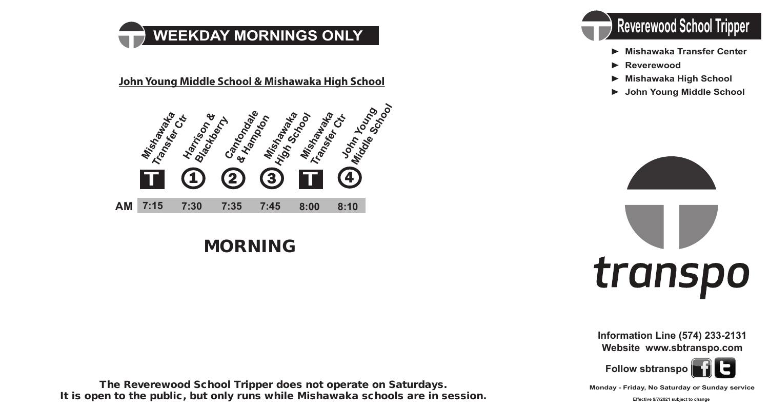# WEEKDAY MORNINGS ONLY

**John Young Middle School & Mishawaka High School**

| | Mishawaka Transfer Ctr (T) | Harrison & Blackberry (1) | Cantondale & Hampton (2) | Mishawaka High School (3) | Mishawaka Transfer Ctr (T) | John Young Middle School (4) |
|---|---|---|---|---|---|---|
| AM | 7:15 | 7:30 | 7:35 | 7:45 | 8:00 | 8:10 |

## MORNING

The Reverewood School Tripper does not operate on Saturdays.
It is open to the public, but only runs while Mishawaka schools are in session.

# Reverewood School Tripper

- ► Mishawaka Transfer Center
- ► Reverewood
- ► Mishawaka High School
- ► John Young Middle School

transpo

**Information Line (574) 233-2131**
**Website www.sbtranspo.com**

**Follow sbtranspo**

**Monday - Friday, No Saturday or Sunday service**

**Effective 9/7/2021 subject to change**